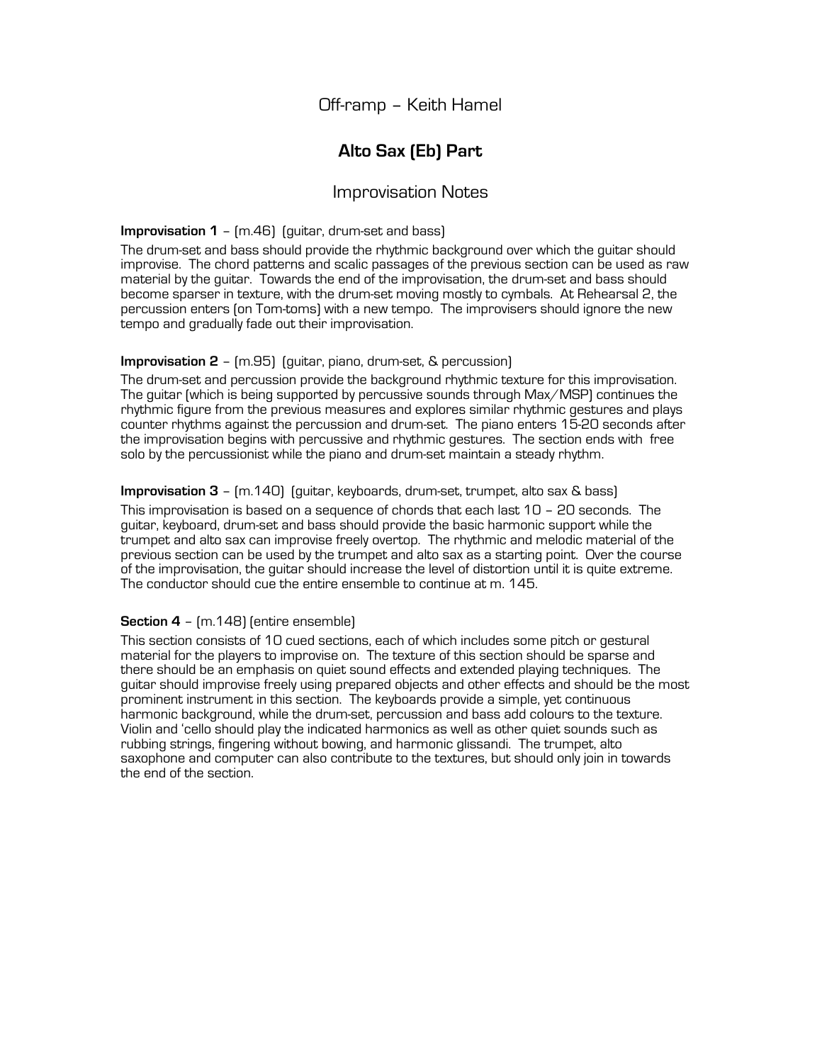# Off-ramp – Keith Hamel

## **Alto Sax (Eb) Part**

## Improvisation Notes

**Improvisation 1** – (m.46) (guitar, drum-set and bass)

The drum-set and bass should provide the rhythmic background over which the guitar should improvise. The chord patterns and scalic passages of the previous section can be used as raw material by the guitar. Towards the end of the improvisation, the drum-set and bass should become sparser in texture, with the drum-set moving mostly to cymbals. At Rehearsal 2, the percussion enters (on Tom-toms) with a new tempo. The improvisers should ignore the new tempo and gradually fade out their improvisation.

**Improvisation 2** – (m.95) (guitar, piano, drum-set, & percussion)

The drum-set and percussion provide the background rhythmic texture for this improvisation. The guitar (which is being supported by percussive sounds through Max/MSP) continues the rhythmic figure from the previous measures and explores similar rhythmic gestures and plays counter rhythms against the percussion and drum-set. The piano enters 15-20 seconds after the improvisation begins with percussive and rhythmic gestures. The section ends with free solo by the percussionist while the piano and drum-set maintain a steady rhythm.

**Improvisation 3** – (m.140) (guitar, keyboards, drum-set, trumpet, alto sax & bass)

This improvisation is based on a sequence of chords that each last 10 – 20 seconds. The guitar, keyboard, drum-set and bass should provide the basic harmonic support while the trumpet and alto sax can improvise freely overtop. The rhythmic and melodic material of the previous section can be used by the trumpet and alto sax as a starting point. Over the course of the improvisation, the guitar should increase the level of distortion until it is quite extreme. The conductor should cue the entire ensemble to continue at m. 145.

**Section 4** – (m.148) (entire ensemble)

This section consists of 10 cued sections, each of which includes some pitch or gestural material for the players to improvise on. The texture of this section should be sparse and there should be an emphasis on quiet sound effects and extended playing techniques. The guitar should improvise freely using prepared objects and other effects and should be the most prominent instrument in this section. The keyboards provide a simple, yet continuous harmonic background, while the drum-set, percussion and bass add colours to the texture. Violin and 'cello should play the indicated harmonics as well as other quiet sounds such as rubbing strings, fingering without bowing, and harmonic glissandi. The trumpet, alto saxophone and computer can also contribute to the textures, but should only join in towards the end of the section.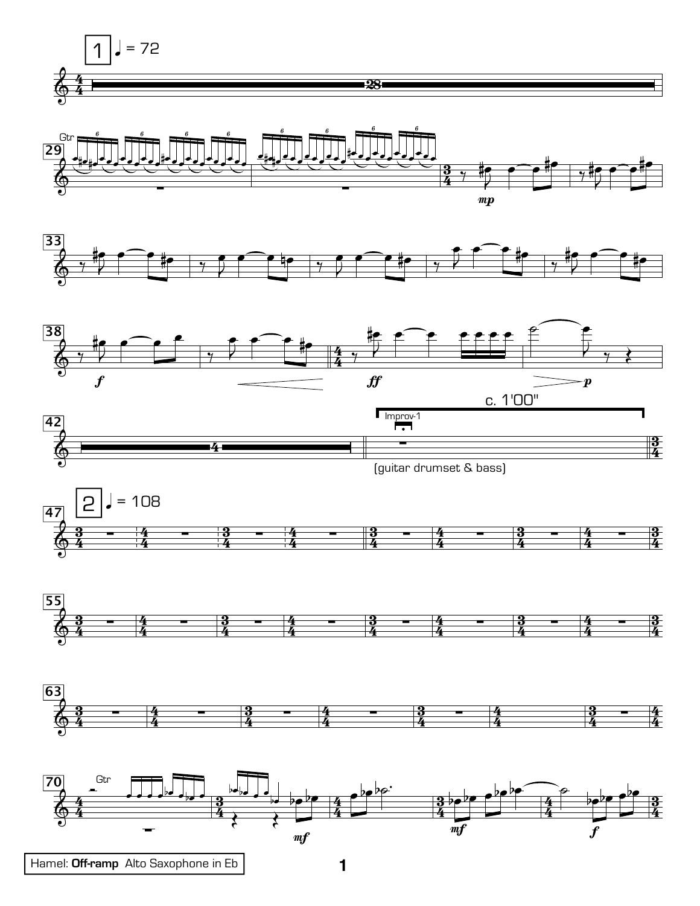1 ♩ = 72

28

Gtr

29

*mp*

33

38

*f*

*ff*

*p*

42

4

c. 1'00"

Improv-1

(guitar drumset & bass)

2 ♩ = 108

47

55

63

70

Gtr

*mf*

*mf*

*f*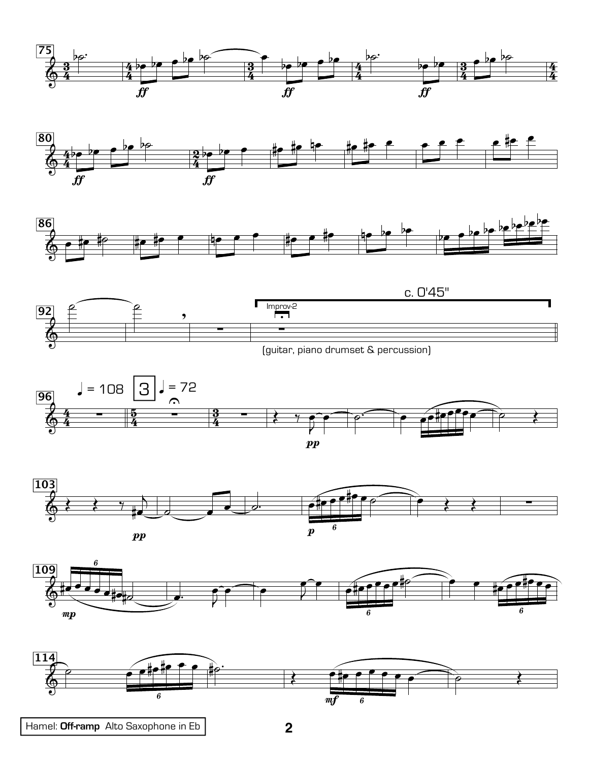c. 0'45"

Improv-2

(guitar, piano drumset & percussion)

♩ = 108

3

♩ = 72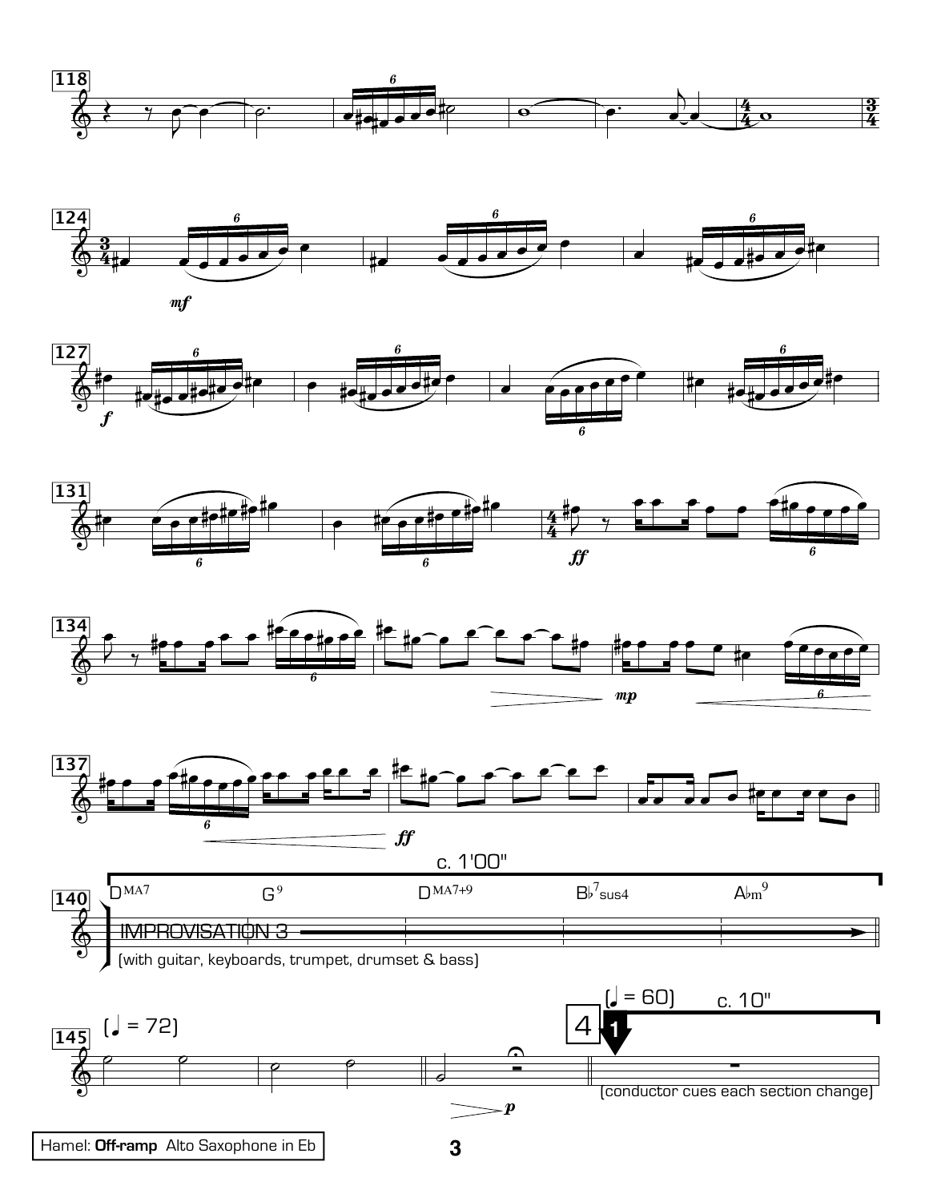c. 1'00"

DMA7 G9 DMA7+9 B♭7sus4 A♭m9

IMPROVISATION 3

(with guitar, keyboards, trumpet, drumset & bass)

(♩ = 72)

(♩ = 60) c. 10"

4

(conductor cues each section change)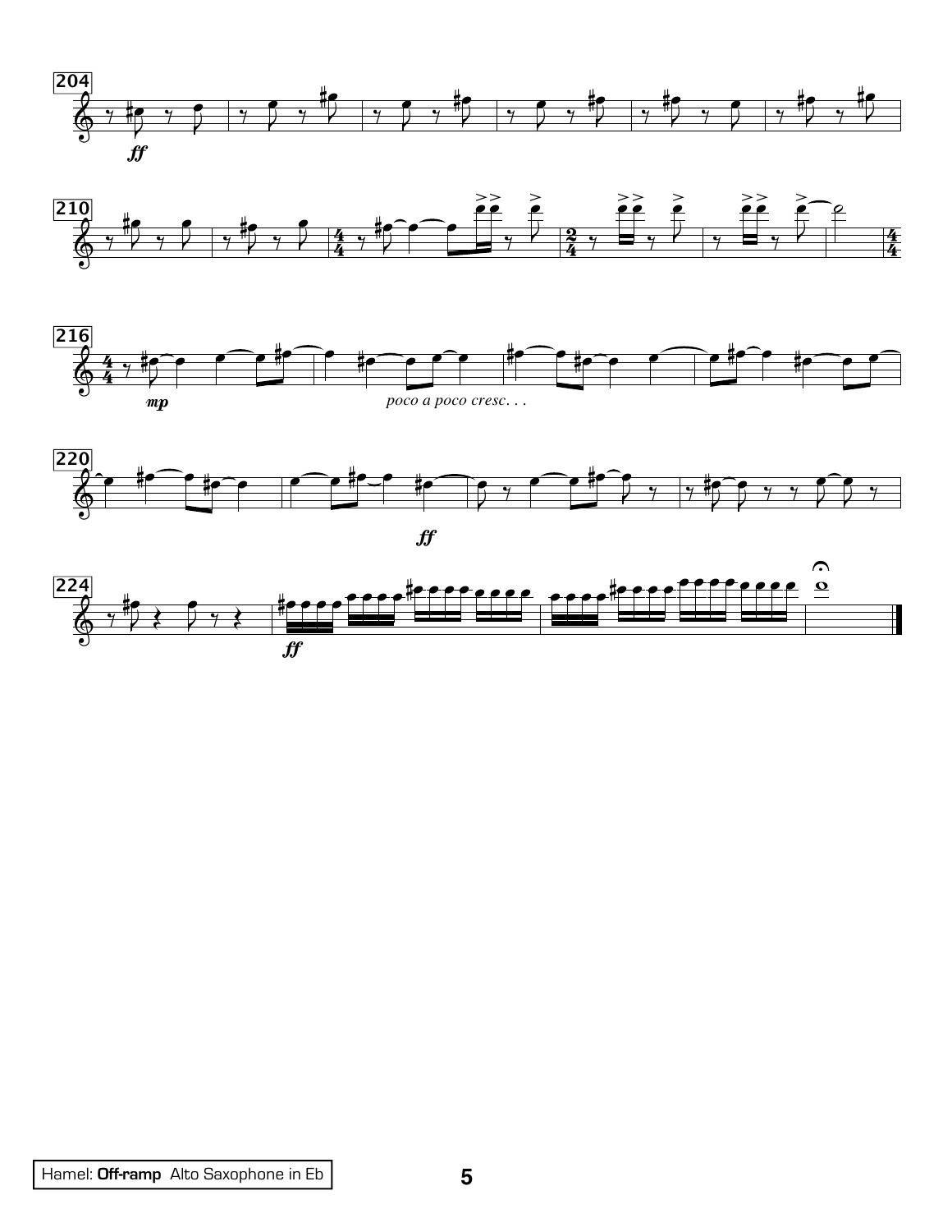204

*ff*

210

216

*mp*

*poco a poco cresc. . .*

220

*ff*

224

*ff*